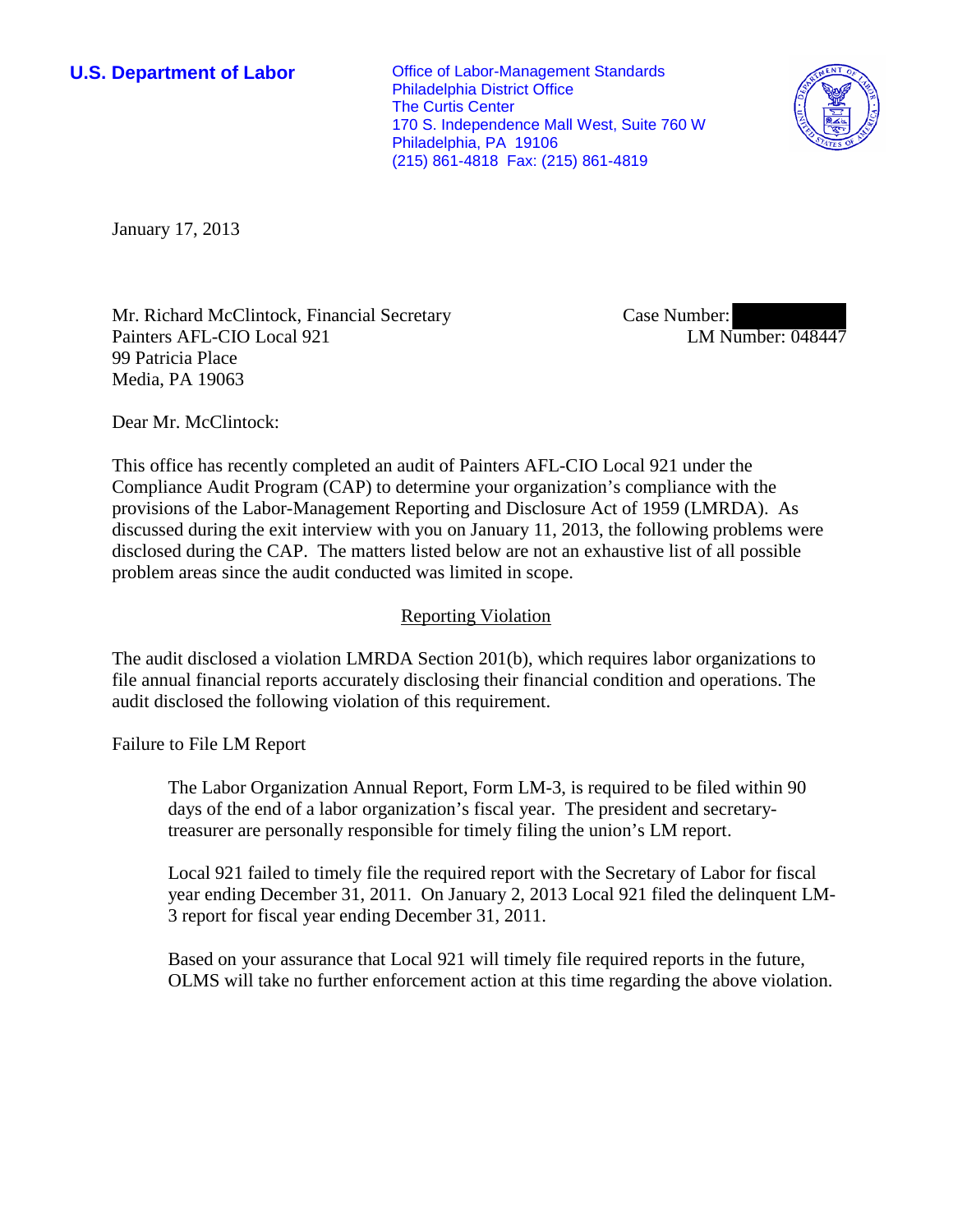**U.S. Department of Labor**

Office of Labor-Management Standards
Philadelphia District Office
The Curtis Center
170 S. Independence Mall West, Suite 760 W
Philadelphia, PA 19106
(215) 861-4818 Fax: (215) 861-4819

January 17, 2013

Mr. Richard McClintock, Financial Secretary
Painters AFL-CIO Local 921
99 Patricia Place
Media, PA 19063

Case Number:
LM Number: 048447

Dear Mr. McClintock:

This office has recently completed an audit of Painters AFL-CIO Local 921 under the Compliance Audit Program (CAP) to determine your organization's compliance with the provisions of the Labor-Management Reporting and Disclosure Act of 1959 (LMRDA). As discussed during the exit interview with you on January 11, 2013, the following problems were disclosed during the CAP. The matters listed below are not an exhaustive list of all possible problem areas since the audit conducted was limited in scope.

## Reporting Violation

The audit disclosed a violation LMRDA Section 201(b), which requires labor organizations to file annual financial reports accurately disclosing their financial condition and operations. The audit disclosed the following violation of this requirement.

Failure to File LM Report

> The Labor Organization Annual Report, Form LM-3, is required to be filed within 90 days of the end of a labor organization's fiscal year. The president and secretary-treasurer are personally responsible for timely filing the union's LM report.
>
> Local 921 failed to timely file the required report with the Secretary of Labor for fiscal year ending December 31, 2011. On January 2, 2013 Local 921 filed the delinquent LM-3 report for fiscal year ending December 31, 2011.
>
> Based on your assurance that Local 921 will timely file required reports in the future, OLMS will take no further enforcement action at this time regarding the above violation.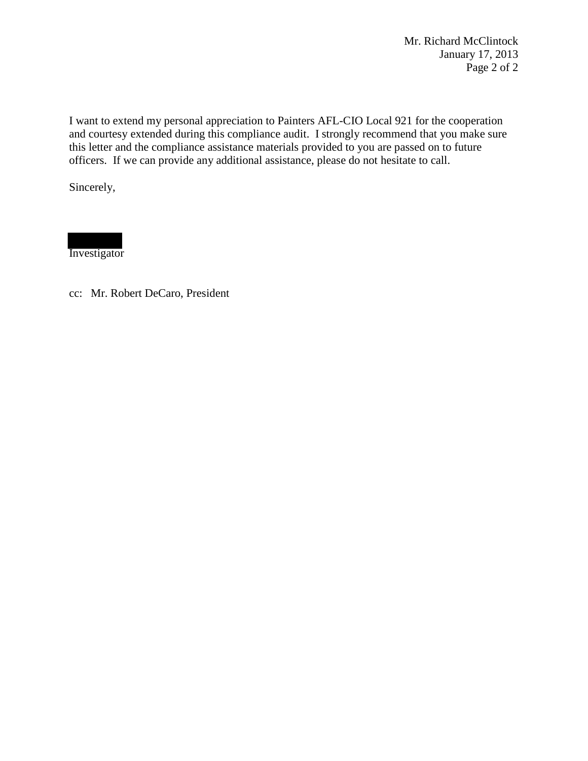I want to extend my personal appreciation to Painters AFL-CIO Local 921 for the cooperation and courtesy extended during this compliance audit. I strongly recommend that you make sure this letter and the compliance assistance materials provided to you are passed on to future officers. If we can provide any additional assistance, please do not hesitate to call.

Sincerely,

Investigator

cc: Mr. Robert DeCaro, President